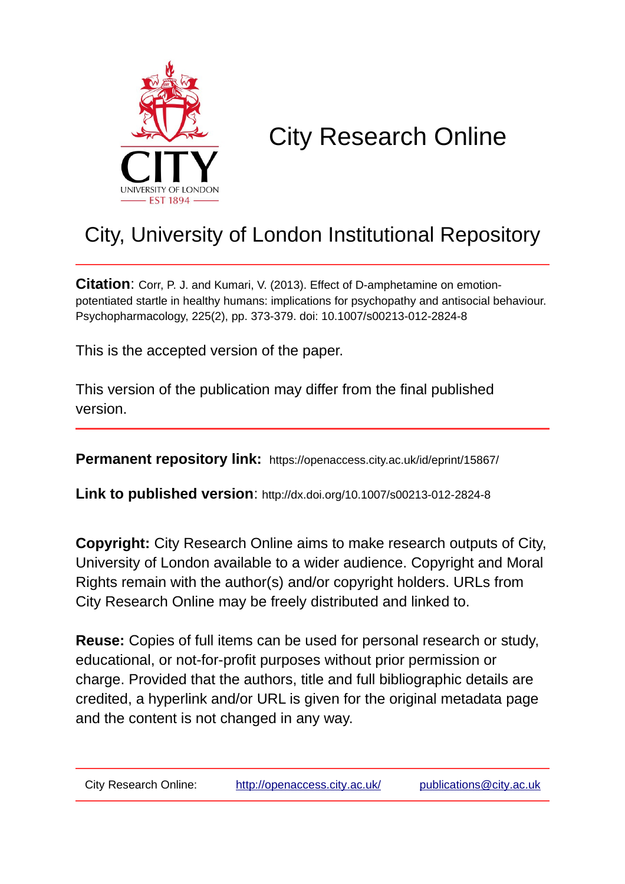# City Research Online

## City, University of London Institutional Repository

**Citation**: Corr, P. J. and Kumari, V. (2013). Effect of D-amphetamine on emotion-potentiated startle in healthy humans: implications for psychopathy and antisocial behaviour. Psychopharmacology, 225(2), pp. 373-379. doi: 10.1007/s00213-012-2824-8

This is the accepted version of the paper.

This version of the publication may differ from the final published version.

**Permanent repository link:** https://openaccess.city.ac.uk/id/eprint/15867/

**Link to published version**: http://dx.doi.org/10.1007/s00213-012-2824-8

**Copyright:** City Research Online aims to make research outputs of City, University of London available to a wider audience. Copyright and Moral Rights remain with the author(s) and/or copyright holders. URLs from City Research Online may be freely distributed and linked to.

**Reuse:** Copies of full items can be used for personal research or study, educational, or not-for-profit purposes without prior permission or charge. Provided that the authors, title and full bibliographic details are credited, a hyperlink and/or URL is given for the original metadata page and the content is not changed in any way.

City Research Online: http://openaccess.city.ac.uk/ publications@city.ac.uk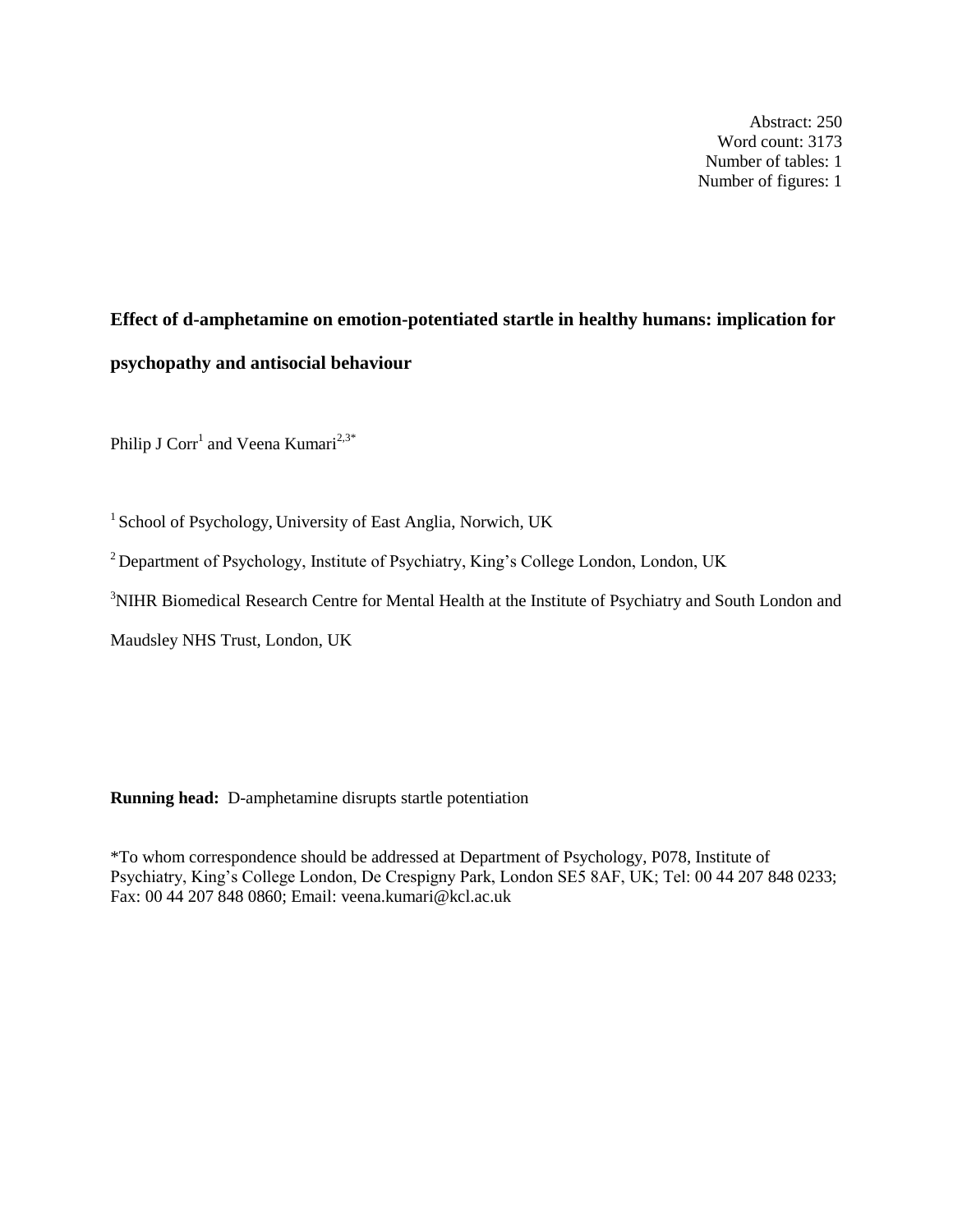Abstract: 250
Word count: 3173
Number of tables: 1
Number of figures: 1

**Effect of d-amphetamine on emotion-potentiated startle in healthy humans: implication for psychopathy and antisocial behaviour**

Philip J Corr[1] and Veena Kumari[2,3*]

[1] School of Psychology, University of East Anglia, Norwich, UK

[2] Department of Psychology, Institute of Psychiatry, King's College London, London, UK

[3]NIHR Biomedical Research Centre for Mental Health at the Institute of Psychiatry and South London and Maudsley NHS Trust, London, UK

**Running head:** D-amphetamine disrupts startle potentiation

*To whom correspondence should be addressed at Department of Psychology, P078, Institute of Psychiatry, King's College London, De Crespigny Park, London SE5 8AF, UK; Tel: 00 44 207 848 0233; Fax: 00 44 207 848 0860; Email: veena.kumari@kcl.ac.uk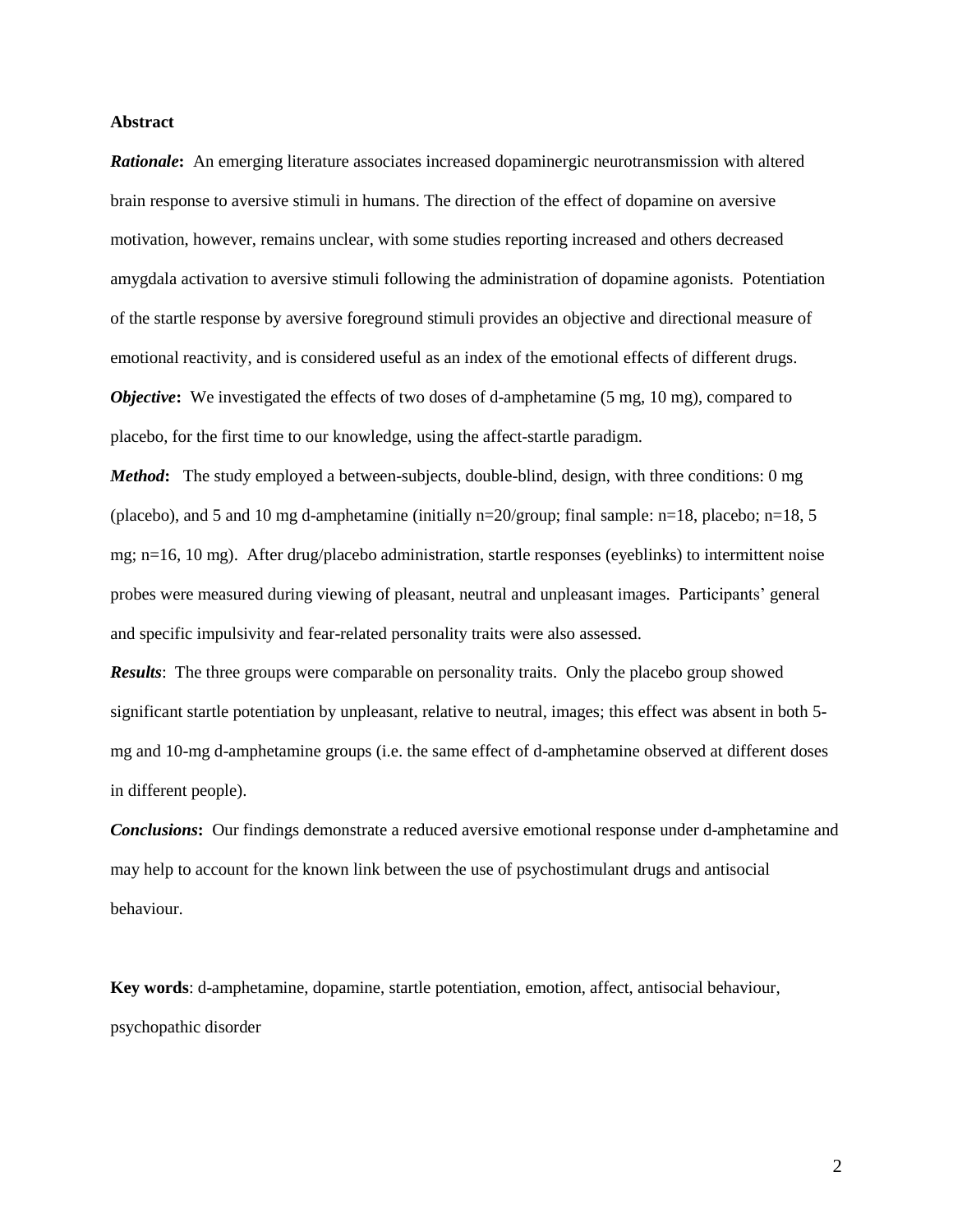**Abstract**

***Rationale*****:** An emerging literature associates increased dopaminergic neurotransmission with altered brain response to aversive stimuli in humans. The direction of the effect of dopamine on aversive motivation, however, remains unclear, with some studies reporting increased and others decreased amygdala activation to aversive stimuli following the administration of dopamine agonists. Potentiation of the startle response by aversive foreground stimuli provides an objective and directional measure of emotional reactivity, and is considered useful as an index of the emotional effects of different drugs.

***Objective*****:** We investigated the effects of two doses of d-amphetamine (5 mg, 10 mg), compared to placebo, for the first time to our knowledge, using the affect-startle paradigm.

***Method*****:** The study employed a between-subjects, double-blind, design, with three conditions: 0 mg (placebo), and 5 and 10 mg d-amphetamine (initially n=20/group; final sample: n=18, placebo; n=18, 5 mg; n=16, 10 mg). After drug/placebo administration, startle responses (eyeblinks) to intermittent noise probes were measured during viewing of pleasant, neutral and unpleasant images. Participants' general and specific impulsivity and fear-related personality traits were also assessed.

***Results***: The three groups were comparable on personality traits. Only the placebo group showed significant startle potentiation by unpleasant, relative to neutral, images; this effect was absent in both 5-mg and 10-mg d-amphetamine groups (i.e. the same effect of d-amphetamine observed at different doses in different people).

***Conclusions*****:** Our findings demonstrate a reduced aversive emotional response under d-amphetamine and may help to account for the known link between the use of psychostimulant drugs and antisocial behaviour.

**Key words**: d-amphetamine, dopamine, startle potentiation, emotion, affect, antisocial behaviour, psychopathic disorder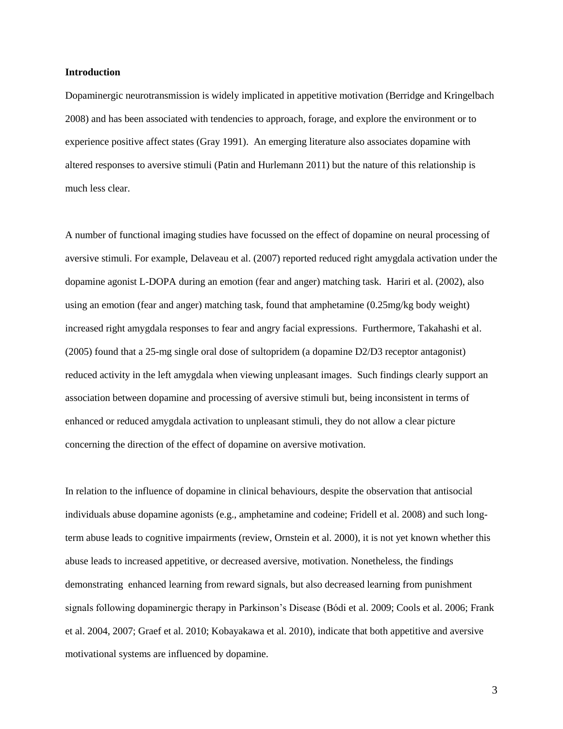**Introduction**

Dopaminergic neurotransmission is widely implicated in appetitive motivation (Berridge and Kringelbach 2008) and has been associated with tendencies to approach, forage, and explore the environment or to experience positive affect states (Gray 1991). An emerging literature also associates dopamine with altered responses to aversive stimuli (Patin and Hurlemann 2011) but the nature of this relationship is much less clear.

A number of functional imaging studies have focussed on the effect of dopamine on neural processing of aversive stimuli. For example, Delaveau et al. (2007) reported reduced right amygdala activation under the dopamine agonist L-DOPA during an emotion (fear and anger) matching task. Hariri et al. (2002), also using an emotion (fear and anger) matching task, found that amphetamine (0.25mg/kg body weight) increased right amygdala responses to fear and angry facial expressions. Furthermore, Takahashi et al. (2005) found that a 25-mg single oral dose of sultopridem (a dopamine D2/D3 receptor antagonist) reduced activity in the left amygdala when viewing unpleasant images. Such findings clearly support an association between dopamine and processing of aversive stimuli but, being inconsistent in terms of enhanced or reduced amygdala activation to unpleasant stimuli, they do not allow a clear picture concerning the direction of the effect of dopamine on aversive motivation.

In relation to the influence of dopamine in clinical behaviours, despite the observation that antisocial individuals abuse dopamine agonists (e.g., amphetamine and codeine; Fridell et al. 2008) and such long-term abuse leads to cognitive impairments (review, Ornstein et al. 2000), it is not yet known whether this abuse leads to increased appetitive, or decreased aversive, motivation. Nonetheless, the findings demonstrating enhanced learning from reward signals, but also decreased learning from punishment signals following dopaminergic therapy in Parkinson's Disease (Bódi et al. 2009; Cools et al. 2006; Frank et al. 2004, 2007; Graef et al. 2010; Kobayakawa et al. 2010), indicate that both appetitive and aversive motivational systems are influenced by dopamine.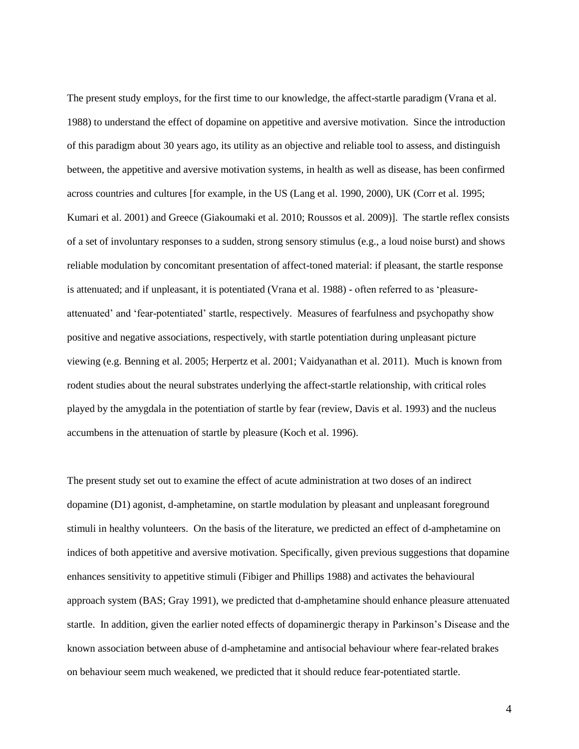The present study employs, for the first time to our knowledge, the affect-startle paradigm (Vrana et al. 1988) to understand the effect of dopamine on appetitive and aversive motivation. Since the introduction of this paradigm about 30 years ago, its utility as an objective and reliable tool to assess, and distinguish between, the appetitive and aversive motivation systems, in health as well as disease, has been confirmed across countries and cultures [for example, in the US (Lang et al. 1990, 2000), UK (Corr et al. 1995; Kumari et al. 2001) and Greece (Giakoumaki et al. 2010; Roussos et al. 2009)]. The startle reflex consists of a set of involuntary responses to a sudden, strong sensory stimulus (e.g., a loud noise burst) and shows reliable modulation by concomitant presentation of affect-toned material: if pleasant, the startle response is attenuated; and if unpleasant, it is potentiated (Vrana et al. 1988) - often referred to as 'pleasure-attenuated' and 'fear-potentiated' startle, respectively. Measures of fearfulness and psychopathy show positive and negative associations, respectively, with startle potentiation during unpleasant picture viewing (e.g. Benning et al. 2005; Herpertz et al. 2001; Vaidyanathan et al. 2011). Much is known from rodent studies about the neural substrates underlying the affect-startle relationship, with critical roles played by the amygdala in the potentiation of startle by fear (review, Davis et al. 1993) and the nucleus accumbens in the attenuation of startle by pleasure (Koch et al. 1996).

The present study set out to examine the effect of acute administration at two doses of an indirect dopamine (D1) agonist, d-amphetamine, on startle modulation by pleasant and unpleasant foreground stimuli in healthy volunteers. On the basis of the literature, we predicted an effect of d-amphetamine on indices of both appetitive and aversive motivation. Specifically, given previous suggestions that dopamine enhances sensitivity to appetitive stimuli (Fibiger and Phillips 1988) and activates the behavioural approach system (BAS; Gray 1991), we predicted that d-amphetamine should enhance pleasure attenuated startle. In addition, given the earlier noted effects of dopaminergic therapy in Parkinson's Disease and the known association between abuse of d-amphetamine and antisocial behaviour where fear-related brakes on behaviour seem much weakened, we predicted that it should reduce fear-potentiated startle.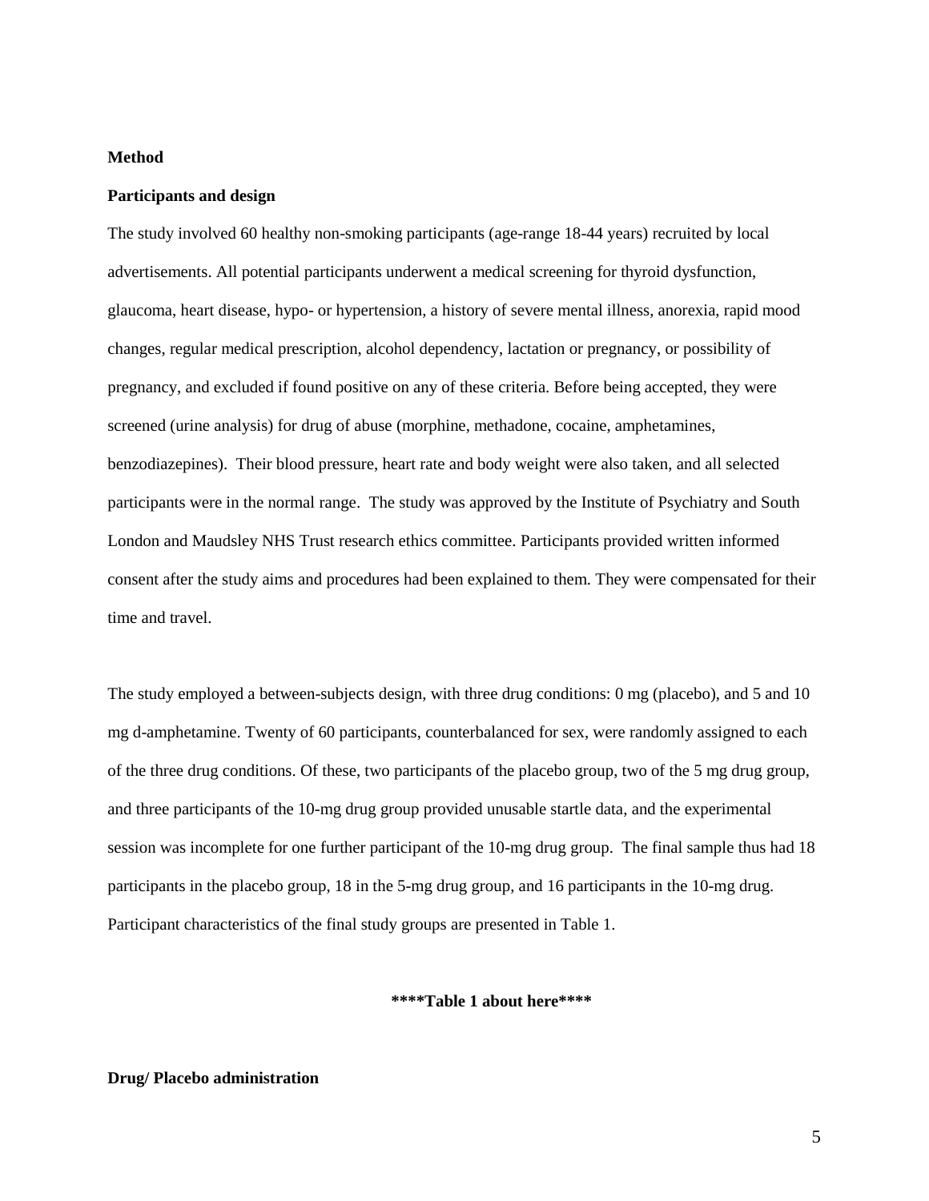## Method

### Participants and design

The study involved 60 healthy non-smoking participants (age-range 18-44 years) recruited by local advertisements. All potential participants underwent a medical screening for thyroid dysfunction, glaucoma, heart disease, hypo- or hypertension, a history of severe mental illness, anorexia, rapid mood changes, regular medical prescription, alcohol dependency, lactation or pregnancy, or possibility of pregnancy, and excluded if found positive on any of these criteria. Before being accepted, they were screened (urine analysis) for drug of abuse (morphine, methadone, cocaine, amphetamines, benzodiazepines). Their blood pressure, heart rate and body weight were also taken, and all selected participants were in the normal range. The study was approved by the Institute of Psychiatry and South London and Maudsley NHS Trust research ethics committee. Participants provided written informed consent after the study aims and procedures had been explained to them. They were compensated for their time and travel.

The study employed a between-subjects design, with three drug conditions: 0 mg (placebo), and 5 and 10 mg d-amphetamine. Twenty of 60 participants, counterbalanced for sex, were randomly assigned to each of the three drug conditions. Of these, two participants of the placebo group, two of the 5 mg drug group, and three participants of the 10-mg drug group provided unusable startle data, and the experimental session was incomplete for one further participant of the 10-mg drug group. The final sample thus had 18 participants in the placebo group, 18 in the 5-mg drug group, and 16 participants in the 10-mg drug. Participant characteristics of the final study groups are presented in Table 1.

**\*\*\*\*Table 1 about here\*\*\*\***

### Drug/ Placebo administration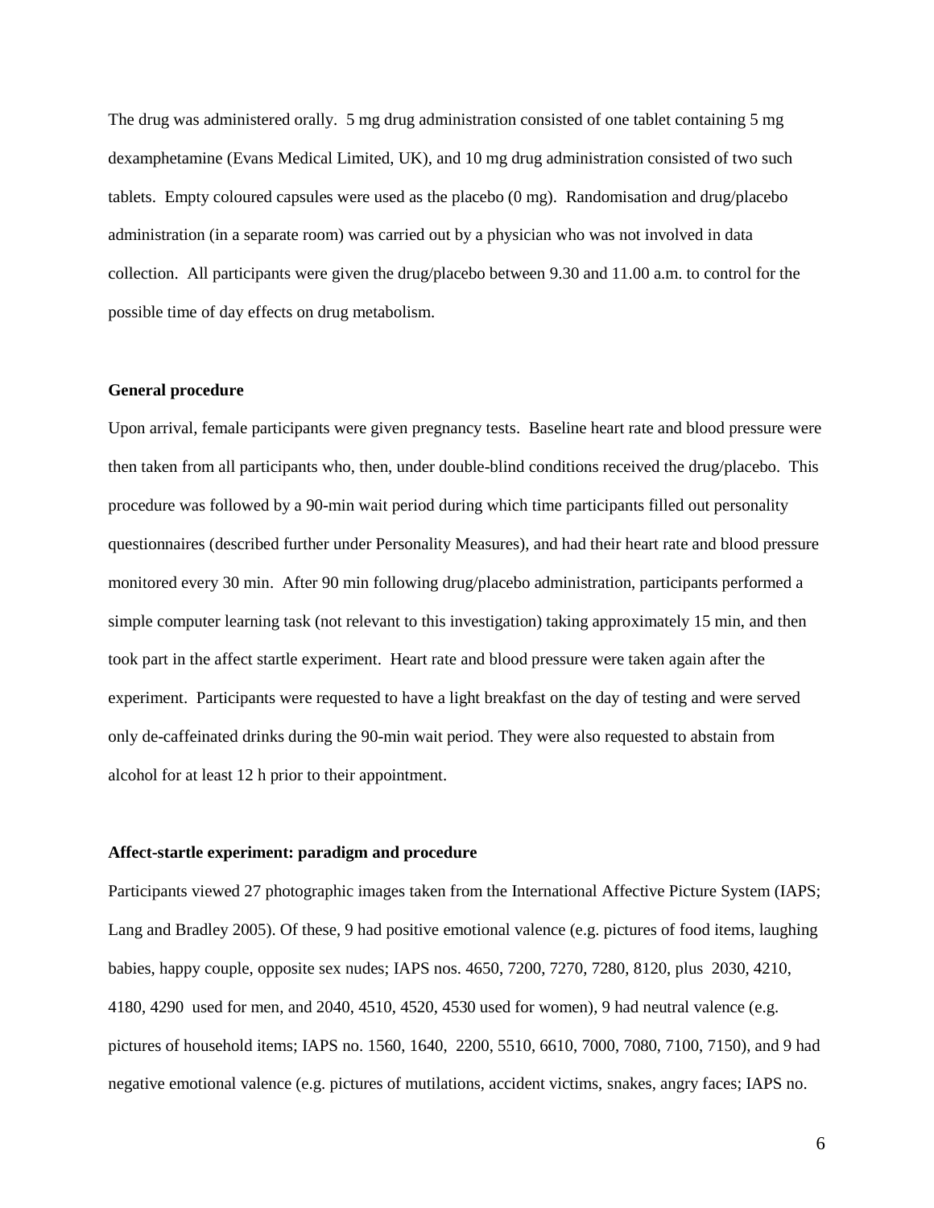The drug was administered orally. 5 mg drug administration consisted of one tablet containing 5 mg dexamphetamine (Evans Medical Limited, UK), and 10 mg drug administration consisted of two such tablets. Empty coloured capsules were used as the placebo (0 mg). Randomisation and drug/placebo administration (in a separate room) was carried out by a physician who was not involved in data collection. All participants were given the drug/placebo between 9.30 and 11.00 a.m. to control for the possible time of day effects on drug metabolism.

**General procedure**

Upon arrival, female participants were given pregnancy tests. Baseline heart rate and blood pressure were then taken from all participants who, then, under double-blind conditions received the drug/placebo. This procedure was followed by a 90-min wait period during which time participants filled out personality questionnaires (described further under Personality Measures), and had their heart rate and blood pressure monitored every 30 min. After 90 min following drug/placebo administration, participants performed a simple computer learning task (not relevant to this investigation) taking approximately 15 min, and then took part in the affect startle experiment. Heart rate and blood pressure were taken again after the experiment. Participants were requested to have a light breakfast on the day of testing and were served only de-caffeinated drinks during the 90-min wait period. They were also requested to abstain from alcohol for at least 12 h prior to their appointment.

**Affect-startle experiment: paradigm and procedure**

Participants viewed 27 photographic images taken from the International Affective Picture System (IAPS; Lang and Bradley 2005). Of these, 9 had positive emotional valence (e.g. pictures of food items, laughing babies, happy couple, opposite sex nudes; IAPS nos. 4650, 7200, 7270, 7280, 8120, plus 2030, 4210, 4180, 4290 used for men, and 2040, 4510, 4520, 4530 used for women), 9 had neutral valence (e.g. pictures of household items; IAPS no. 1560, 1640, 2200, 5510, 6610, 7000, 7080, 7100, 7150), and 9 had negative emotional valence (e.g. pictures of mutilations, accident victims, snakes, angry faces; IAPS no.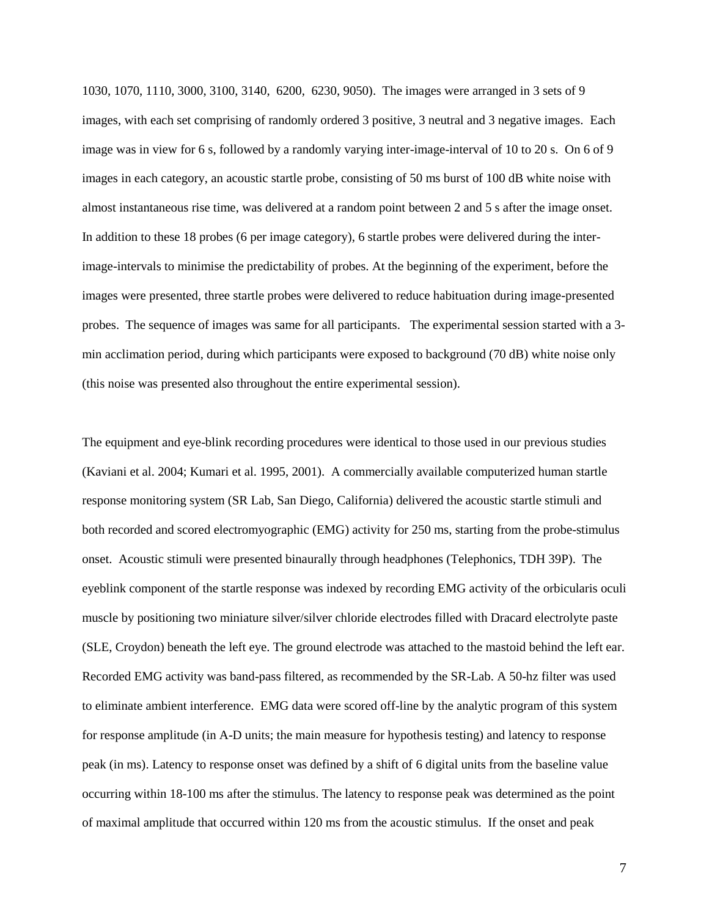1030, 1070, 1110, 3000, 3100, 3140, 6200, 6230, 9050). The images were arranged in 3 sets of 9 images, with each set comprising of randomly ordered 3 positive, 3 neutral and 3 negative images. Each image was in view for 6 s, followed by a randomly varying inter-image-interval of 10 to 20 s. On 6 of 9 images in each category, an acoustic startle probe, consisting of 50 ms burst of 100 dB white noise with almost instantaneous rise time, was delivered at a random point between 2 and 5 s after the image onset. In addition to these 18 probes (6 per image category), 6 startle probes were delivered during the inter-image-intervals to minimise the predictability of probes. At the beginning of the experiment, before the images were presented, three startle probes were delivered to reduce habituation during image-presented probes. The sequence of images was same for all participants. The experimental session started with a 3-min acclimation period, during which participants were exposed to background (70 dB) white noise only (this noise was presented also throughout the entire experimental session).

The equipment and eye-blink recording procedures were identical to those used in our previous studies (Kaviani et al. 2004; Kumari et al. 1995, 2001). A commercially available computerized human startle response monitoring system (SR Lab, San Diego, California) delivered the acoustic startle stimuli and both recorded and scored electromyographic (EMG) activity for 250 ms, starting from the probe-stimulus onset. Acoustic stimuli were presented binaurally through headphones (Telephonics, TDH 39P). The eyeblink component of the startle response was indexed by recording EMG activity of the orbicularis oculi muscle by positioning two miniature silver/silver chloride electrodes filled with Dracard electrolyte paste (SLE, Croydon) beneath the left eye. The ground electrode was attached to the mastoid behind the left ear. Recorded EMG activity was band-pass filtered, as recommended by the SR-Lab. A 50-hz filter was used to eliminate ambient interference. EMG data were scored off-line by the analytic program of this system for response amplitude (in A-D units; the main measure for hypothesis testing) and latency to response peak (in ms). Latency to response onset was defined by a shift of 6 digital units from the baseline value occurring within 18-100 ms after the stimulus. The latency to response peak was determined as the point of maximal amplitude that occurred within 120 ms from the acoustic stimulus. If the onset and peak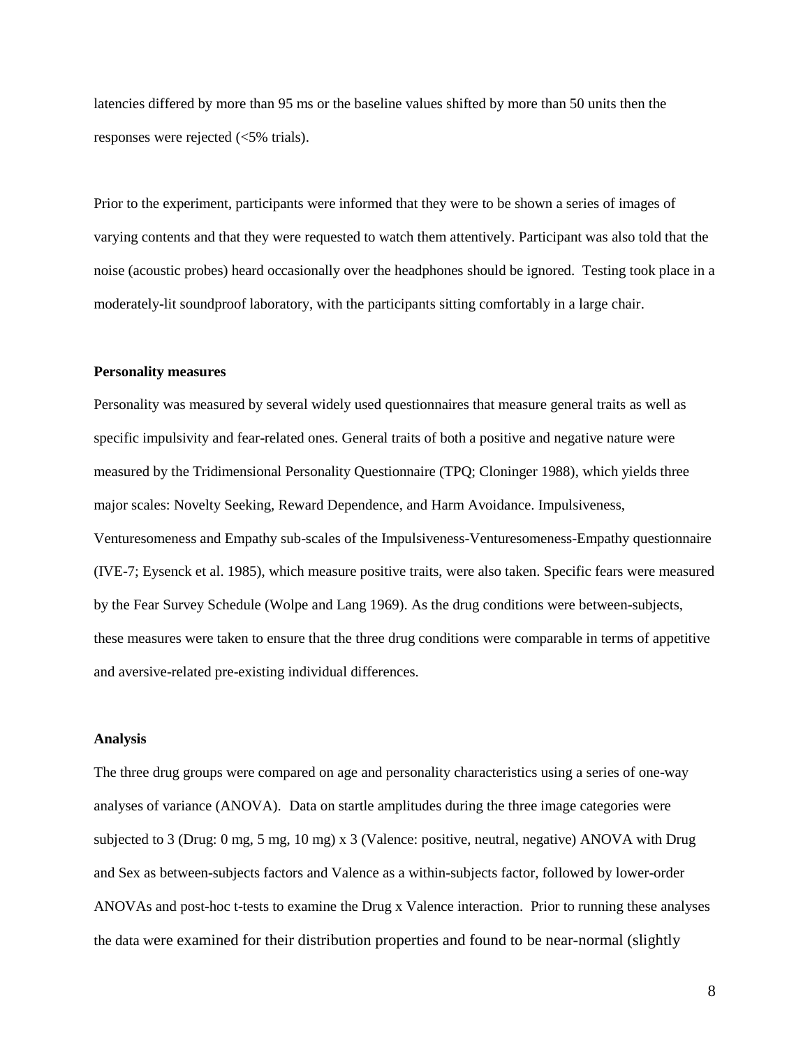latencies differed by more than 95 ms or the baseline values shifted by more than 50 units then the responses were rejected (<5% trials).

Prior to the experiment, participants were informed that they were to be shown a series of images of varying contents and that they were requested to watch them attentively. Participant was also told that the noise (acoustic probes) heard occasionally over the headphones should be ignored. Testing took place in a moderately-lit soundproof laboratory, with the participants sitting comfortably in a large chair.

**Personality measures**

Personality was measured by several widely used questionnaires that measure general traits as well as specific impulsivity and fear-related ones. General traits of both a positive and negative nature were measured by the Tridimensional Personality Questionnaire (TPQ; Cloninger 1988), which yields three major scales: Novelty Seeking, Reward Dependence, and Harm Avoidance. Impulsiveness, Venturesomeness and Empathy sub-scales of the Impulsiveness-Venturesomeness-Empathy questionnaire (IVE-7; Eysenck et al. 1985), which measure positive traits, were also taken. Specific fears were measured by the Fear Survey Schedule (Wolpe and Lang 1969). As the drug conditions were between-subjects, these measures were taken to ensure that the three drug conditions were comparable in terms of appetitive and aversive-related pre-existing individual differences.

**Analysis**

The three drug groups were compared on age and personality characteristics using a series of one-way analyses of variance (ANOVA). Data on startle amplitudes during the three image categories were subjected to 3 (Drug: 0 mg, 5 mg, 10 mg) x 3 (Valence: positive, neutral, negative) ANOVA with Drug and Sex as between-subjects factors and Valence as a within-subjects factor, followed by lower-order ANOVAs and post-hoc t-tests to examine the Drug x Valence interaction. Prior to running these analyses the data were examined for their distribution properties and found to be near-normal (slightly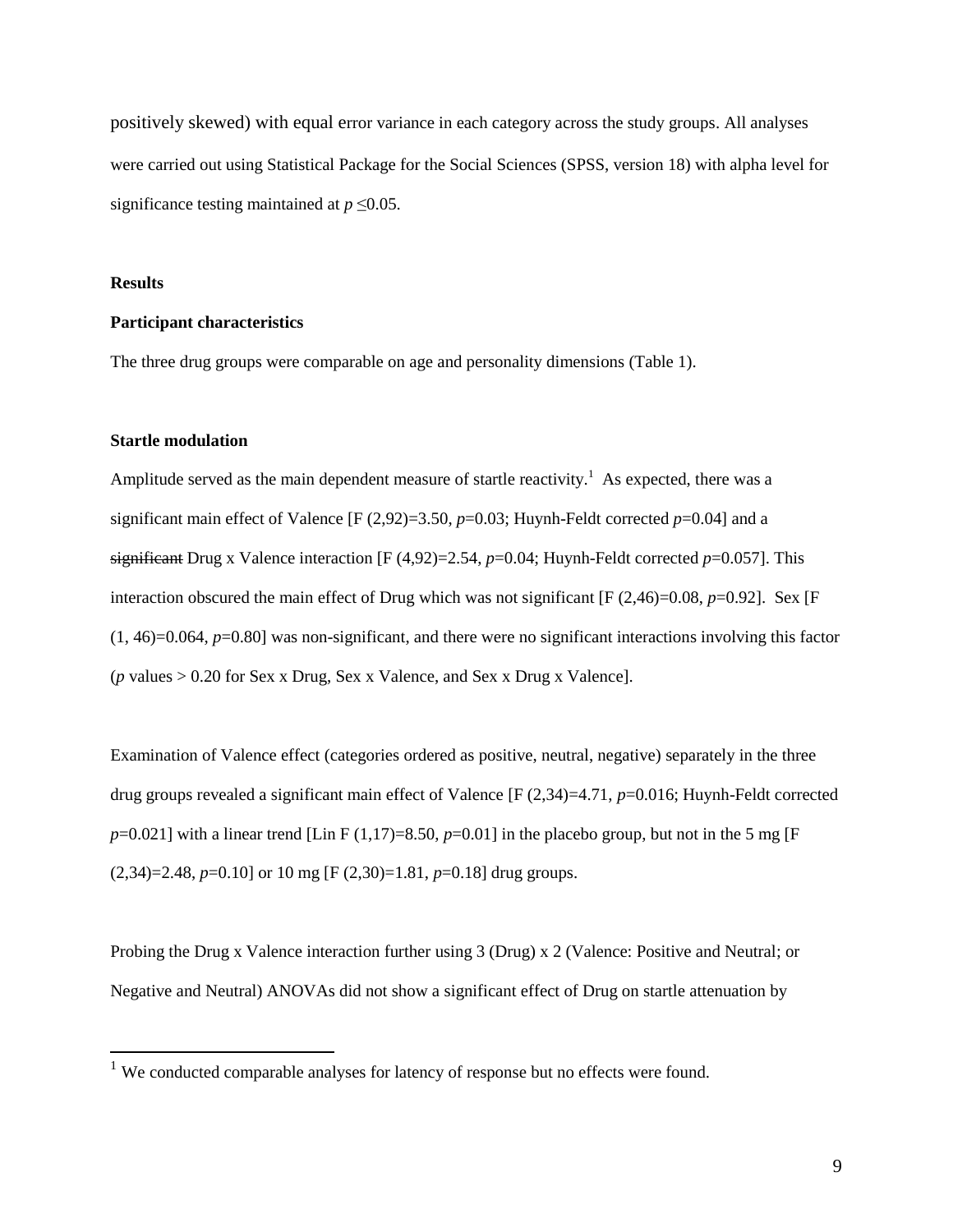positively skewed) with equal error variance in each category across the study groups. All analyses were carried out using Statistical Package for the Social Sciences (SPSS, version 18) with alpha level for significance testing maintained at $p \leq 0.05$.

## Results

### Participant characteristics

The three drug groups were comparable on age and personality dimensions (Table 1).

### Startle modulation

Amplitude served as the main dependent measure of startle reactivity.[1] As expected, there was a significant main effect of Valence [$F(2,92)=3.50$, $p=0.03$; Huynh-Feldt corrected $p=0.04$] and a ~~significant~~ Drug x Valence interaction [$F(4,92)=2.54$, $p=0.04$; Huynh-Feldt corrected $p=0.057$]. This interaction obscured the main effect of Drug which was not significant [$F(2,46)=0.08$, $p=0.92$]. Sex [$F(1, 46)=0.064$, $p=0.80$] was non-significant, and there were no significant interactions involving this factor ($p$ values > 0.20 for Sex x Drug, Sex x Valence, and Sex x Drug x Valence].

Examination of Valence effect (categories ordered as positive, neutral, negative) separately in the three drug groups revealed a significant main effect of Valence [$F(2,34)=4.71$, $p=0.016$; Huynh-Feldt corrected $p=0.021$] with a linear trend [Lin $F(1,17)=8.50$, $p=0.01$] in the placebo group, but not in the 5 mg [$F(2,34)=2.48$, $p=0.10$] or 10 mg [$F(2,30)=1.81$, $p=0.18$] drug groups.

Probing the Drug x Valence interaction further using 3 (Drug) x 2 (Valence: Positive and Neutral; or Negative and Neutral) ANOVAs did not show a significant effect of Drug on startle attenuation by

[1] We conducted comparable analyses for latency of response but no effects were found.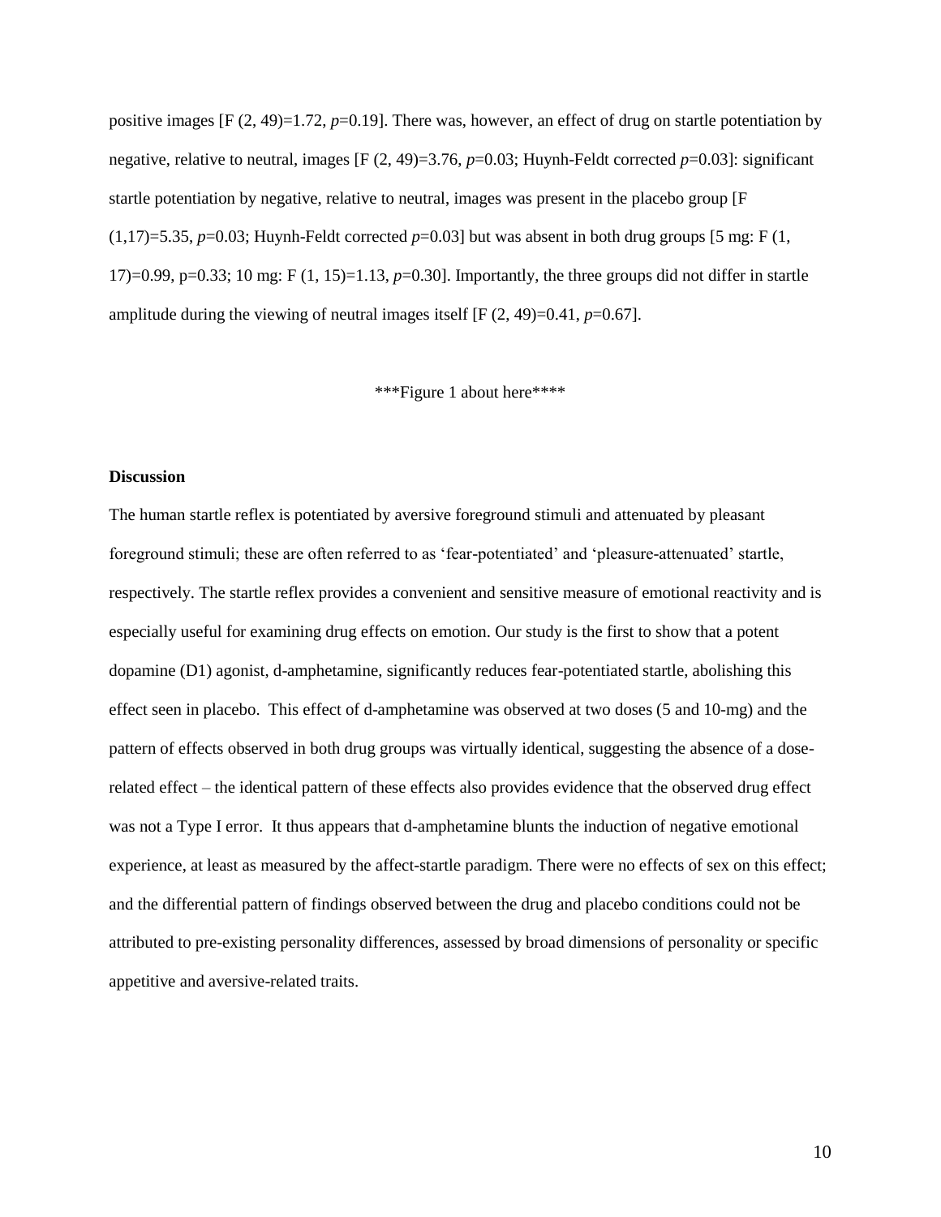positive images [$F_{(2, 49)}=1.72$, $p=0.19$]. There was, however, an effect of drug on startle potentiation by negative, relative to neutral, images [$F_{(2, 49)}=3.76$, $p=0.03$; Huynh-Feldt corrected $p=0.03$]: significant startle potentiation by negative, relative to neutral, images was present in the placebo group [$F_{(1,17)}=5.35$, $p=0.03$; Huynh-Feldt corrected $p=0.03$] but was absent in both drug groups [5 mg: $F_{(1, 17)}=0.99$, $p=0.33$; 10 mg: $F_{(1, 15)}=1.13$, $p=0.30$]. Importantly, the three groups did not differ in startle amplitude during the viewing of neutral images itself [$F_{(2, 49)}=0.41$, $p=0.67$].

***Figure 1 about here****

## Discussion

The human startle reflex is potentiated by aversive foreground stimuli and attenuated by pleasant foreground stimuli; these are often referred to as 'fear-potentiated' and 'pleasure-attenuated' startle, respectively. The startle reflex provides a convenient and sensitive measure of emotional reactivity and is especially useful for examining drug effects on emotion. Our study is the first to show that a potent dopamine (D1) agonist, d-amphetamine, significantly reduces fear-potentiated startle, abolishing this effect seen in placebo. This effect of d-amphetamine was observed at two doses (5 and 10-mg) and the pattern of effects observed in both drug groups was virtually identical, suggesting the absence of a dose-related effect – the identical pattern of these effects also provides evidence that the observed drug effect was not a Type I error. It thus appears that d-amphetamine blunts the induction of negative emotional experience, at least as measured by the affect-startle paradigm. There were no effects of sex on this effect; and the differential pattern of findings observed between the drug and placebo conditions could not be attributed to pre-existing personality differences, assessed by broad dimensions of personality or specific appetitive and aversive-related traits.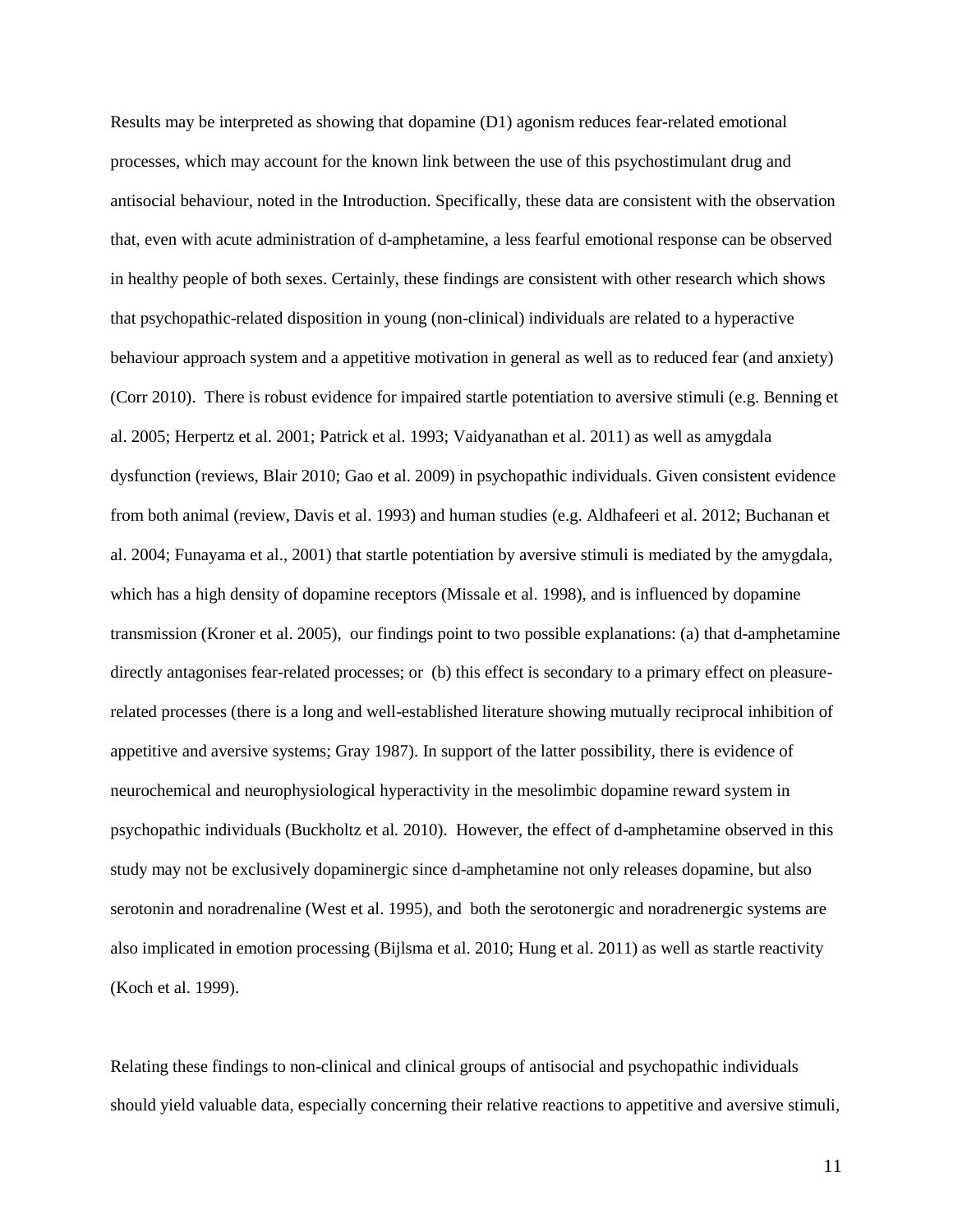Results may be interpreted as showing that dopamine (D1) agonism reduces fear-related emotional processes, which may account for the known link between the use of this psychostimulant drug and antisocial behaviour, noted in the Introduction. Specifically, these data are consistent with the observation that, even with acute administration of d-amphetamine, a less fearful emotional response can be observed in healthy people of both sexes. Certainly, these findings are consistent with other research which shows that psychopathic-related disposition in young (non-clinical) individuals are related to a hyperactive behaviour approach system and a appetitive motivation in general as well as to reduced fear (and anxiety) (Corr 2010). There is robust evidence for impaired startle potentiation to aversive stimuli (e.g. Benning et al. 2005; Herpertz et al. 2001; Patrick et al. 1993; Vaidyanathan et al. 2011) as well as amygdala dysfunction (reviews, Blair 2010; Gao et al. 2009) in psychopathic individuals. Given consistent evidence from both animal (review, Davis et al. 1993) and human studies (e.g. Aldhafeeri et al. 2012; Buchanan et al. 2004; Funayama et al., 2001) that startle potentiation by aversive stimuli is mediated by the amygdala, which has a high density of dopamine receptors (Missale et al. 1998), and is influenced by dopamine transmission (Kroner et al. 2005), our findings point to two possible explanations: (a) that d-amphetamine directly antagonises fear-related processes; or (b) this effect is secondary to a primary effect on pleasure-related processes (there is a long and well-established literature showing mutually reciprocal inhibition of appetitive and aversive systems; Gray 1987). In support of the latter possibility, there is evidence of neurochemical and neurophysiological hyperactivity in the mesolimbic dopamine reward system in psychopathic individuals (Buckholtz et al. 2010). However, the effect of d-amphetamine observed in this study may not be exclusively dopaminergic since d-amphetamine not only releases dopamine, but also serotonin and noradrenaline (West et al. 1995), and both the serotonergic and noradrenergic systems are also implicated in emotion processing (Bijlsma et al. 2010; Hung et al. 2011) as well as startle reactivity (Koch et al. 1999).

Relating these findings to non-clinical and clinical groups of antisocial and psychopathic individuals should yield valuable data, especially concerning their relative reactions to appetitive and aversive stimuli,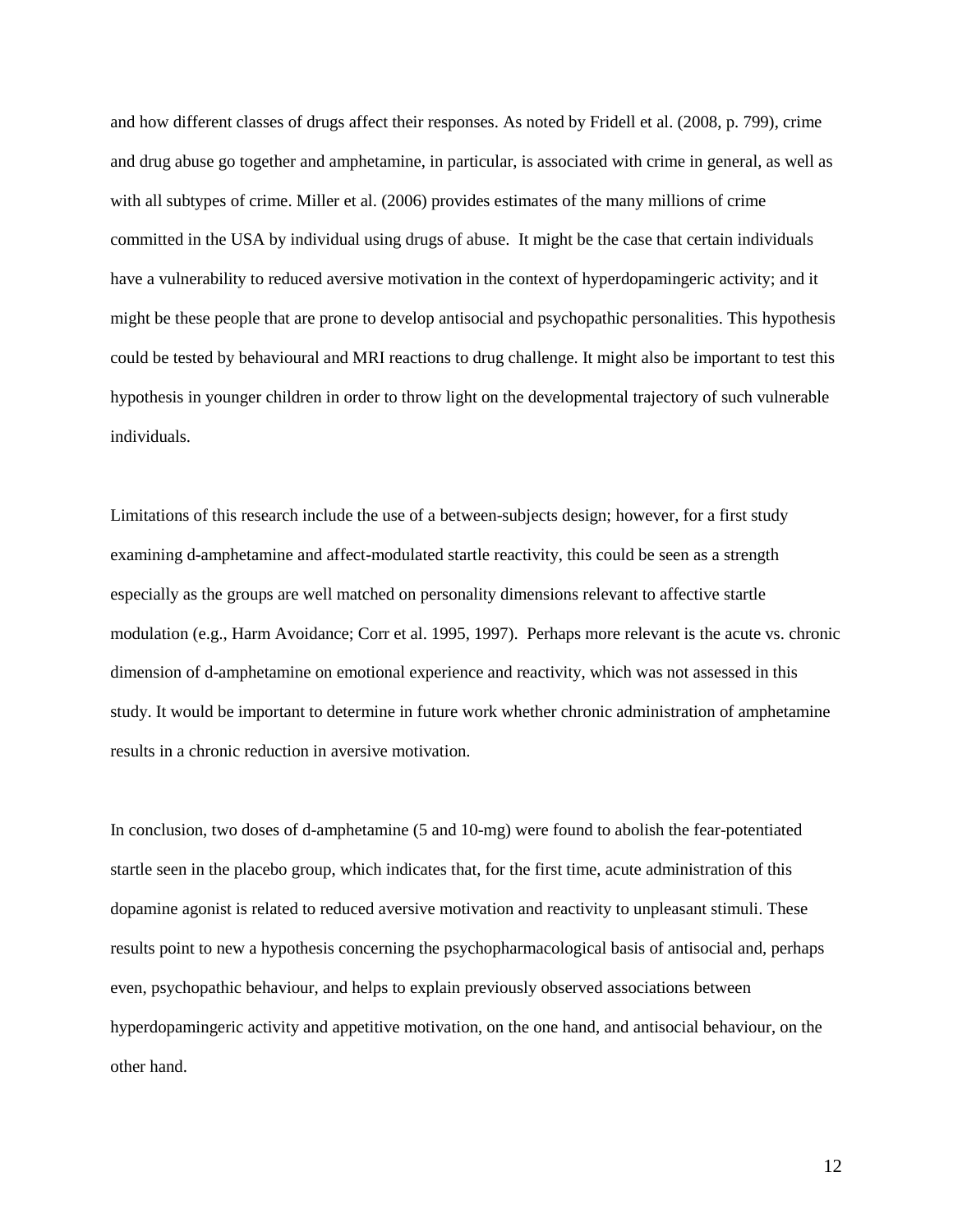and how different classes of drugs affect their responses. As noted by Fridell et al. (2008, p. 799), crime and drug abuse go together and amphetamine, in particular, is associated with crime in general, as well as with all subtypes of crime. Miller et al. (2006) provides estimates of the many millions of crime committed in the USA by individual using drugs of abuse. It might be the case that certain individuals have a vulnerability to reduced aversive motivation in the context of hyperdopamingeric activity; and it might be these people that are prone to develop antisocial and psychopathic personalities. This hypothesis could be tested by behavioural and MRI reactions to drug challenge. It might also be important to test this hypothesis in younger children in order to throw light on the developmental trajectory of such vulnerable individuals.

Limitations of this research include the use of a between-subjects design; however, for a first study examining d-amphetamine and affect-modulated startle reactivity, this could be seen as a strength especially as the groups are well matched on personality dimensions relevant to affective startle modulation (e.g., Harm Avoidance; Corr et al. 1995, 1997). Perhaps more relevant is the acute vs. chronic dimension of d-amphetamine on emotional experience and reactivity, which was not assessed in this study. It would be important to determine in future work whether chronic administration of amphetamine results in a chronic reduction in aversive motivation.

In conclusion, two doses of d-amphetamine (5 and 10-mg) were found to abolish the fear-potentiated startle seen in the placebo group, which indicates that, for the first time, acute administration of this dopamine agonist is related to reduced aversive motivation and reactivity to unpleasant stimuli. These results point to new a hypothesis concerning the psychopharmacological basis of antisocial and, perhaps even, psychopathic behaviour, and helps to explain previously observed associations between hyperdopamingeric activity and appetitive motivation, on the one hand, and antisocial behaviour, on the other hand.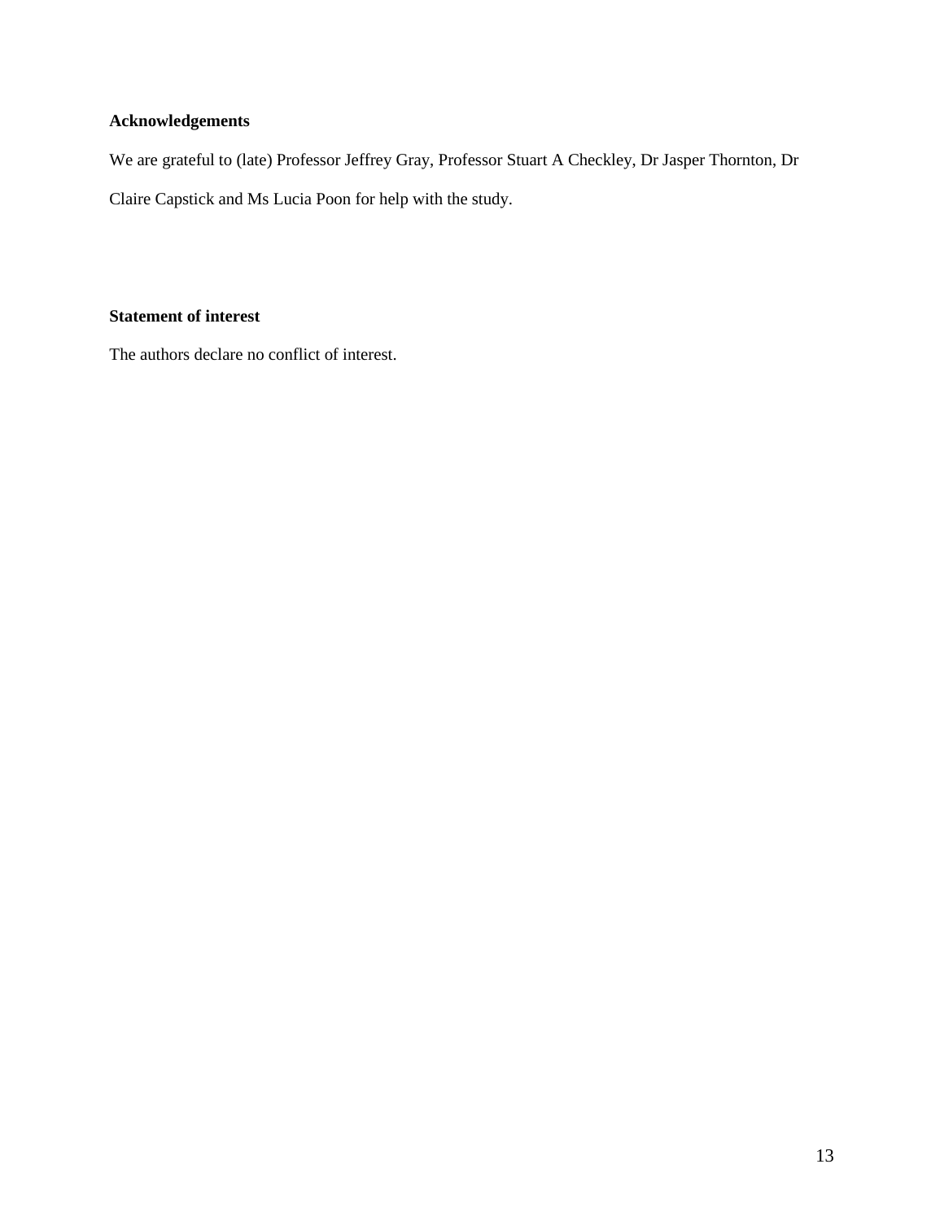**Acknowledgements**

We are grateful to (late) Professor Jeffrey Gray, Professor Stuart A Checkley, Dr Jasper Thornton, Dr Claire Capstick and Ms Lucia Poon for help with the study.

**Statement of interest**

The authors declare no conflict of interest.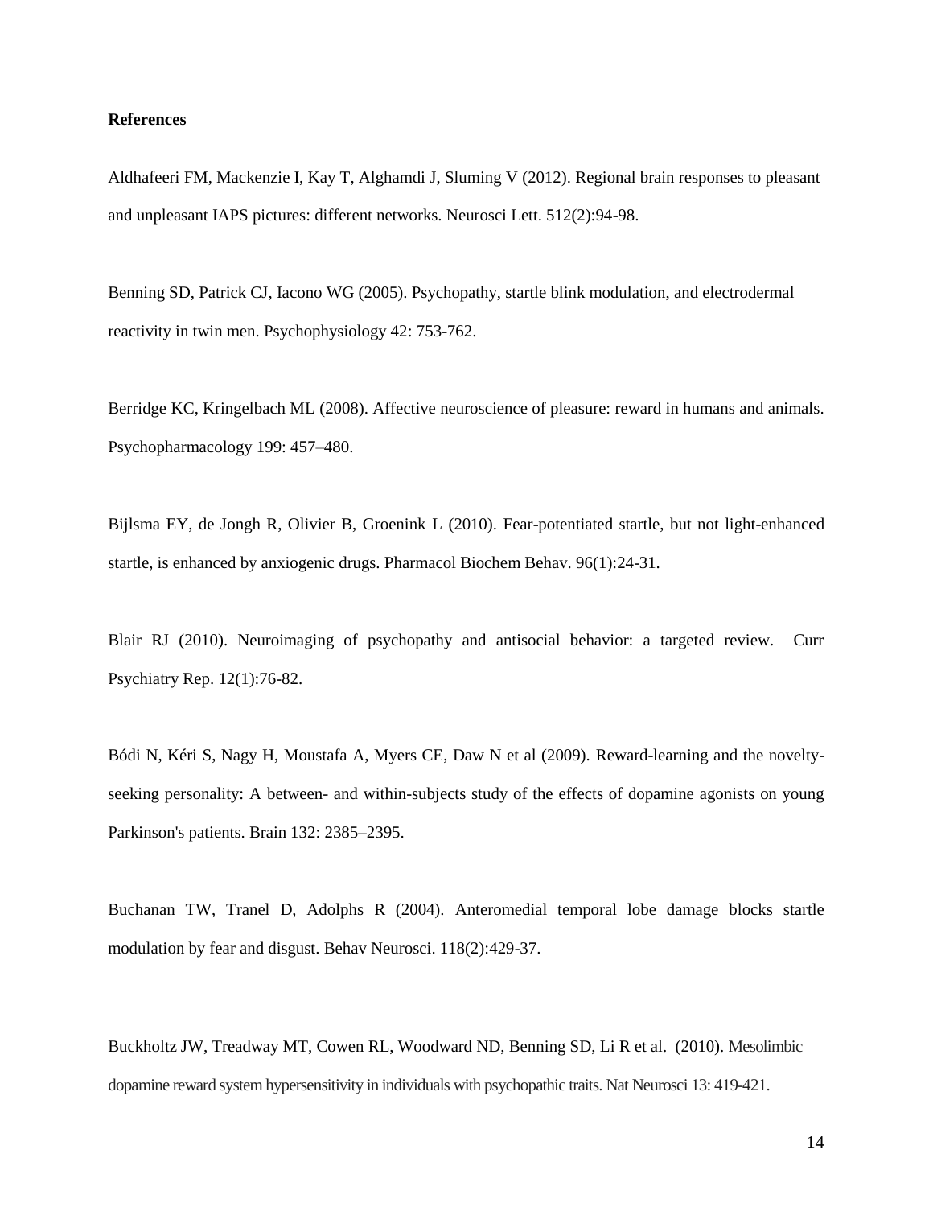**References**

Aldhafeeri FM, Mackenzie I, Kay T, Alghamdi J, Sluming V (2012). Regional brain responses to pleasant and unpleasant IAPS pictures: different networks. Neurosci Lett. 512(2):94-98.

Benning SD, Patrick CJ, Iacono WG (2005). Psychopathy, startle blink modulation, and electrodermal reactivity in twin men. Psychophysiology 42: 753-762.

Berridge KC, Kringelbach ML (2008). Affective neuroscience of pleasure: reward in humans and animals. Psychopharmacology 199: 457–480.

Bijlsma EY, de Jongh R, Olivier B, Groenink L (2010). Fear-potentiated startle, but not light-enhanced startle, is enhanced by anxiogenic drugs. Pharmacol Biochem Behav. 96(1):24-31.

Blair RJ (2010). Neuroimaging of psychopathy and antisocial behavior: a targeted review. Curr Psychiatry Rep. 12(1):76-82.

Bódi N, Kéri S, Nagy H, Moustafa A, Myers CE, Daw N et al (2009). Reward-learning and the novelty-seeking personality: A between- and within-subjects study of the effects of dopamine agonists on young Parkinson's patients. Brain 132: 2385–2395.

Buchanan TW, Tranel D, Adolphs R (2004). Anteromedial temporal lobe damage blocks startle modulation by fear and disgust. Behav Neurosci. 118(2):429-37.

Buckholtz JW, Treadway MT, Cowen RL, Woodward ND, Benning SD, Li R et al. (2010). Mesolimbic dopamine reward system hypersensitivity in individuals with psychopathic traits. Nat Neurosci 13: 419-421.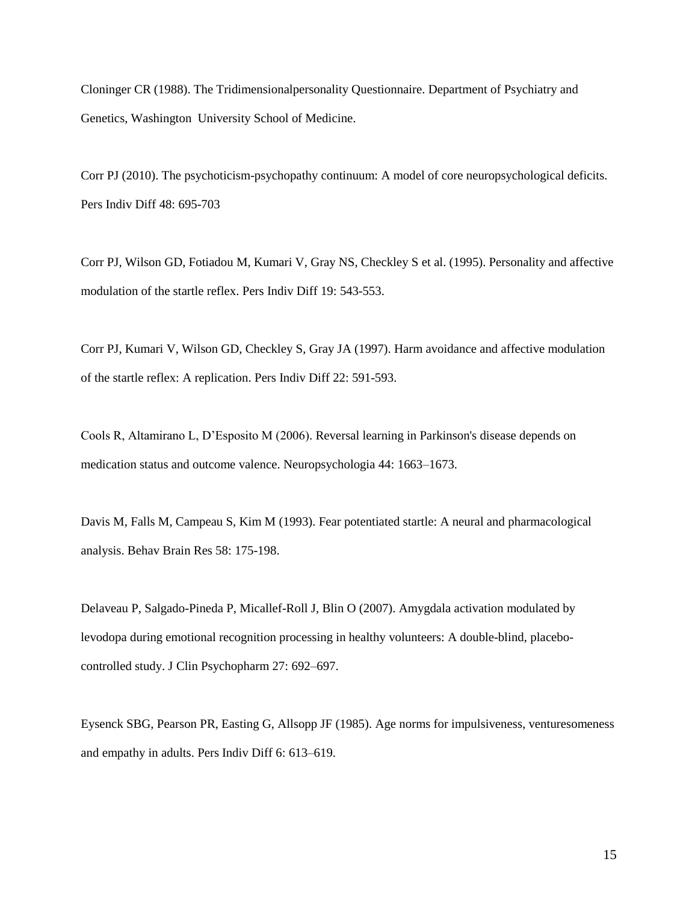Cloninger CR (1988). The Tridimensionalpersonality Questionnaire. Department of Psychiatry and Genetics, Washington University School of Medicine.

Corr PJ (2010). The psychoticism-psychopathy continuum: A model of core neuropsychological deficits. Pers Indiv Diff 48: 695-703

Corr PJ, Wilson GD, Fotiadou M, Kumari V, Gray NS, Checkley S et al. (1995). Personality and affective modulation of the startle reflex. Pers Indiv Diff 19: 543-553.

Corr PJ, Kumari V, Wilson GD, Checkley S, Gray JA (1997). Harm avoidance and affective modulation of the startle reflex: A replication. Pers Indiv Diff 22: 591-593.

Cools R, Altamirano L, D'Esposito M (2006). Reversal learning in Parkinson's disease depends on medication status and outcome valence. Neuropsychologia 44: 1663–1673.

Davis M, Falls M, Campeau S, Kim M (1993). Fear potentiated startle: A neural and pharmacological analysis. Behav Brain Res 58: 175-198.

Delaveau P, Salgado-Pineda P, Micallef-Roll J, Blin O (2007). Amygdala activation modulated by levodopa during emotional recognition processing in healthy volunteers: A double-blind, placebo-controlled study. J Clin Psychopharm 27: 692–697.

Eysenck SBG, Pearson PR, Easting G, Allsopp JF (1985). Age norms for impulsiveness, venturesomeness and empathy in adults. Pers Indiv Diff 6: 613–619.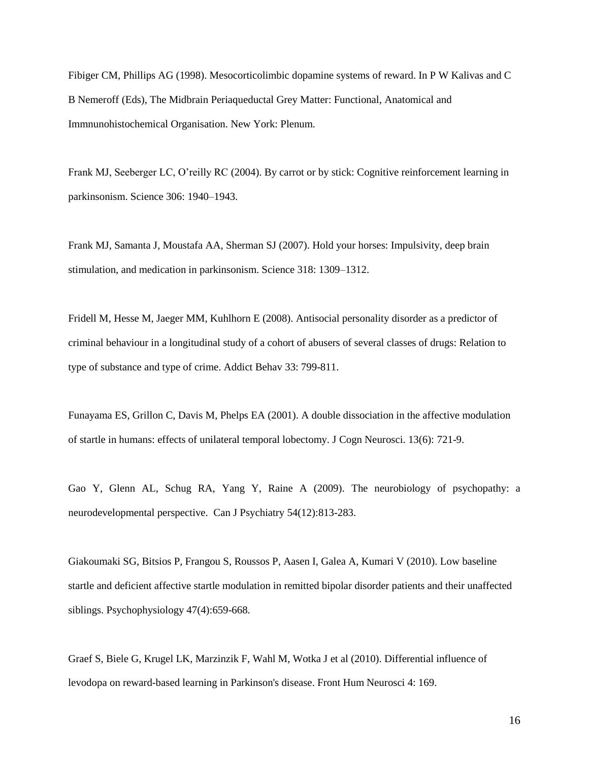Fibiger CM, Phillips AG (1998). Mesocorticolimbic dopamine systems of reward. In P W Kalivas and C B Nemeroff (Eds), The Midbrain Periaqueductal Grey Matter: Functional, Anatomical and Immnunohistochemical Organisation. New York: Plenum.

Frank MJ, Seeberger LC, O'reilly RC (2004). By carrot or by stick: Cognitive reinforcement learning in parkinsonism. Science 306: 1940–1943.

Frank MJ, Samanta J, Moustafa AA, Sherman SJ (2007). Hold your horses: Impulsivity, deep brain stimulation, and medication in parkinsonism. Science 318: 1309–1312.

Fridell M, Hesse M, Jaeger MM, Kuhlhorn E (2008). Antisocial personality disorder as a predictor of criminal behaviour in a longitudinal study of a cohort of abusers of several classes of drugs: Relation to type of substance and type of crime. Addict Behav 33: 799-811.

Funayama ES, Grillon C, Davis M, Phelps EA (2001). A double dissociation in the affective modulation of startle in humans: effects of unilateral temporal lobectomy. J Cogn Neurosci. 13(6): 721-9.

Gao Y, Glenn AL, Schug RA, Yang Y, Raine A (2009). The neurobiology of psychopathy: a neurodevelopmental perspective. Can J Psychiatry 54(12):813-283.

Giakoumaki SG, Bitsios P, Frangou S, Roussos P, Aasen I, Galea A, Kumari V (2010). Low baseline startle and deficient affective startle modulation in remitted bipolar disorder patients and their unaffected siblings. Psychophysiology 47(4):659-668.

Graef S, Biele G, Krugel LK, Marzinzik F, Wahl M, Wotka J et al (2010). Differential influence of levodopa on reward-based learning in Parkinson's disease. Front Hum Neurosci 4: 169.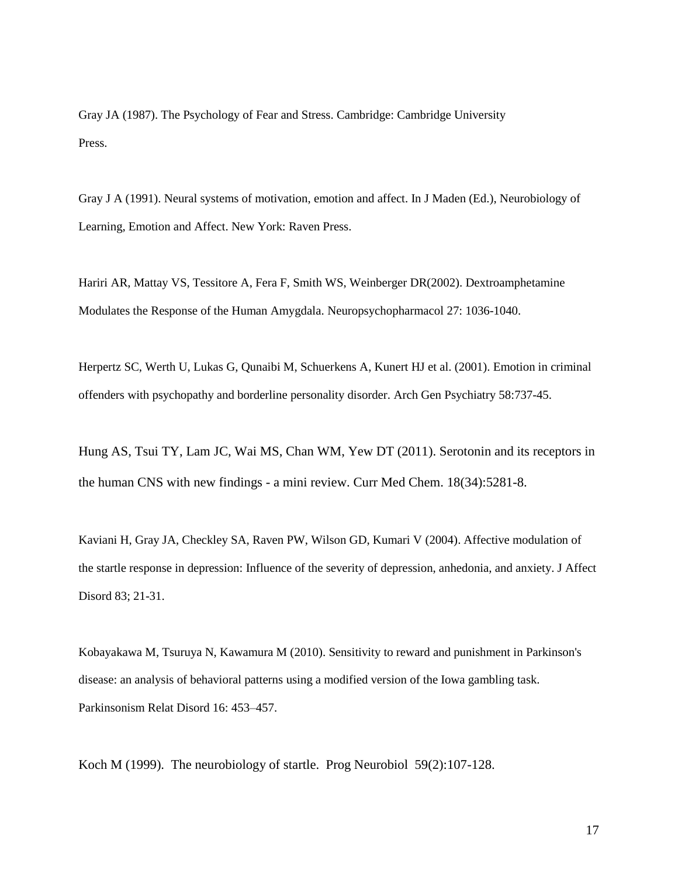Gray JA (1987). The Psychology of Fear and Stress. Cambridge: Cambridge University Press.

Gray J A (1991). Neural systems of motivation, emotion and affect. In J Maden (Ed.), Neurobiology of Learning, Emotion and Affect. New York: Raven Press.

Hariri AR, Mattay VS, Tessitore A, Fera F, Smith WS, Weinberger DR(2002). Dextroamphetamine Modulates the Response of the Human Amygdala. Neuropsychopharmacol 27: 1036-1040.

Herpertz SC, Werth U, Lukas G, Qunaibi M, Schuerkens A, Kunert HJ et al. (2001). Emotion in criminal offenders with psychopathy and borderline personality disorder. Arch Gen Psychiatry 58:737-45.

Hung AS, Tsui TY, Lam JC, Wai MS, Chan WM, Yew DT (2011). Serotonin and its receptors in the human CNS with new findings - a mini review. Curr Med Chem. 18(34):5281-8.

Kaviani H, Gray JA, Checkley SA, Raven PW, Wilson GD, Kumari V (2004). Affective modulation of the startle response in depression: Influence of the severity of depression, anhedonia, and anxiety. J Affect Disord 83; 21-31.

Kobayakawa M, Tsuruya N, Kawamura M (2010). Sensitivity to reward and punishment in Parkinson's disease: an analysis of behavioral patterns using a modified version of the Iowa gambling task. Parkinsonism Relat Disord 16: 453–457.

Koch M (1999). The neurobiology of startle. Prog Neurobiol 59(2):107-128.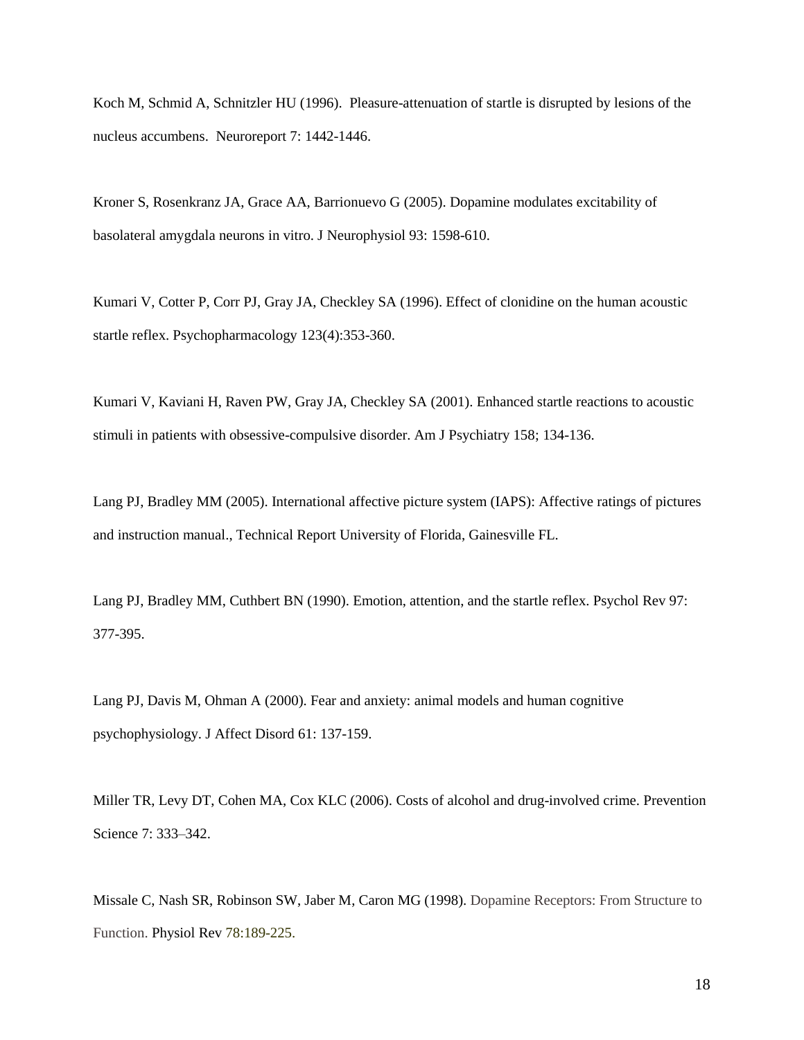Koch M, Schmid A, Schnitzler HU (1996). Pleasure-attenuation of startle is disrupted by lesions of the nucleus accumbens. Neuroreport 7: 1442-1446.

Kroner S, Rosenkranz JA, Grace AA, Barrionuevo G (2005). Dopamine modulates excitability of basolateral amygdala neurons in vitro. J Neurophysiol 93: 1598-610.

Kumari V, Cotter P, Corr PJ, Gray JA, Checkley SA (1996). Effect of clonidine on the human acoustic startle reflex. Psychopharmacology 123(4):353-360.

Kumari V, Kaviani H, Raven PW, Gray JA, Checkley SA (2001). Enhanced startle reactions to acoustic stimuli in patients with obsessive-compulsive disorder. Am J Psychiatry 158; 134-136.

Lang PJ, Bradley MM (2005). International affective picture system (IAPS): Affective ratings of pictures and instruction manual., Technical Report University of Florida, Gainesville FL.

Lang PJ, Bradley MM, Cuthbert BN (1990). Emotion, attention, and the startle reflex. Psychol Rev 97: 377-395.

Lang PJ, Davis M, Ohman A (2000). Fear and anxiety: animal models and human cognitive psychophysiology. J Affect Disord 61: 137-159.

Miller TR, Levy DT, Cohen MA, Cox KLC (2006). Costs of alcohol and drug-involved crime. Prevention Science 7: 333–342.

Missale C, Nash SR, Robinson SW, Jaber M, Caron MG (1998). Dopamine Receptors: From Structure to Function. Physiol Rev 78:189-225.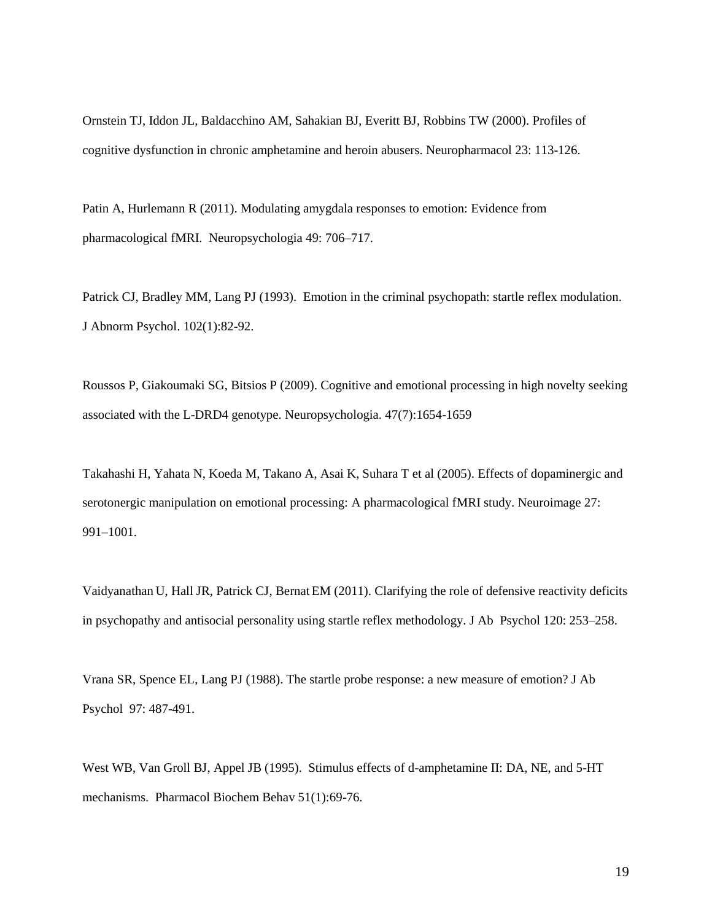Ornstein TJ, Iddon JL, Baldacchino AM, Sahakian BJ, Everitt BJ, Robbins TW (2000). Profiles of cognitive dysfunction in chronic amphetamine and heroin abusers. Neuropharmacol 23: 113-126.

Patin A, Hurlemann R (2011). Modulating amygdala responses to emotion: Evidence from pharmacological fMRI. Neuropsychologia 49: 706–717.

Patrick CJ, Bradley MM, Lang PJ (1993). Emotion in the criminal psychopath: startle reflex modulation. J Abnorm Psychol. 102(1):82-92.

Roussos P, Giakoumaki SG, Bitsios P (2009). Cognitive and emotional processing in high novelty seeking associated with the L-DRD4 genotype. Neuropsychologia. 47(7):1654-1659

Takahashi H, Yahata N, Koeda M, Takano A, Asai K, Suhara T et al (2005). Effects of dopaminergic and serotonergic manipulation on emotional processing: A pharmacological fMRI study. Neuroimage 27: 991–1001.

Vaidyanathan U, Hall JR, Patrick CJ, Bernat EM (2011). Clarifying the role of defensive reactivity deficits in psychopathy and antisocial personality using startle reflex methodology. J Ab Psychol 120: 253–258.

Vrana SR, Spence EL, Lang PJ (1988). The startle probe response: a new measure of emotion? J Ab Psychol 97: 487-491.

West WB, Van Groll BJ, Appel JB (1995). Stimulus effects of d-amphetamine II: DA, NE, and 5-HT mechanisms. Pharmacol Biochem Behav 51(1):69-76.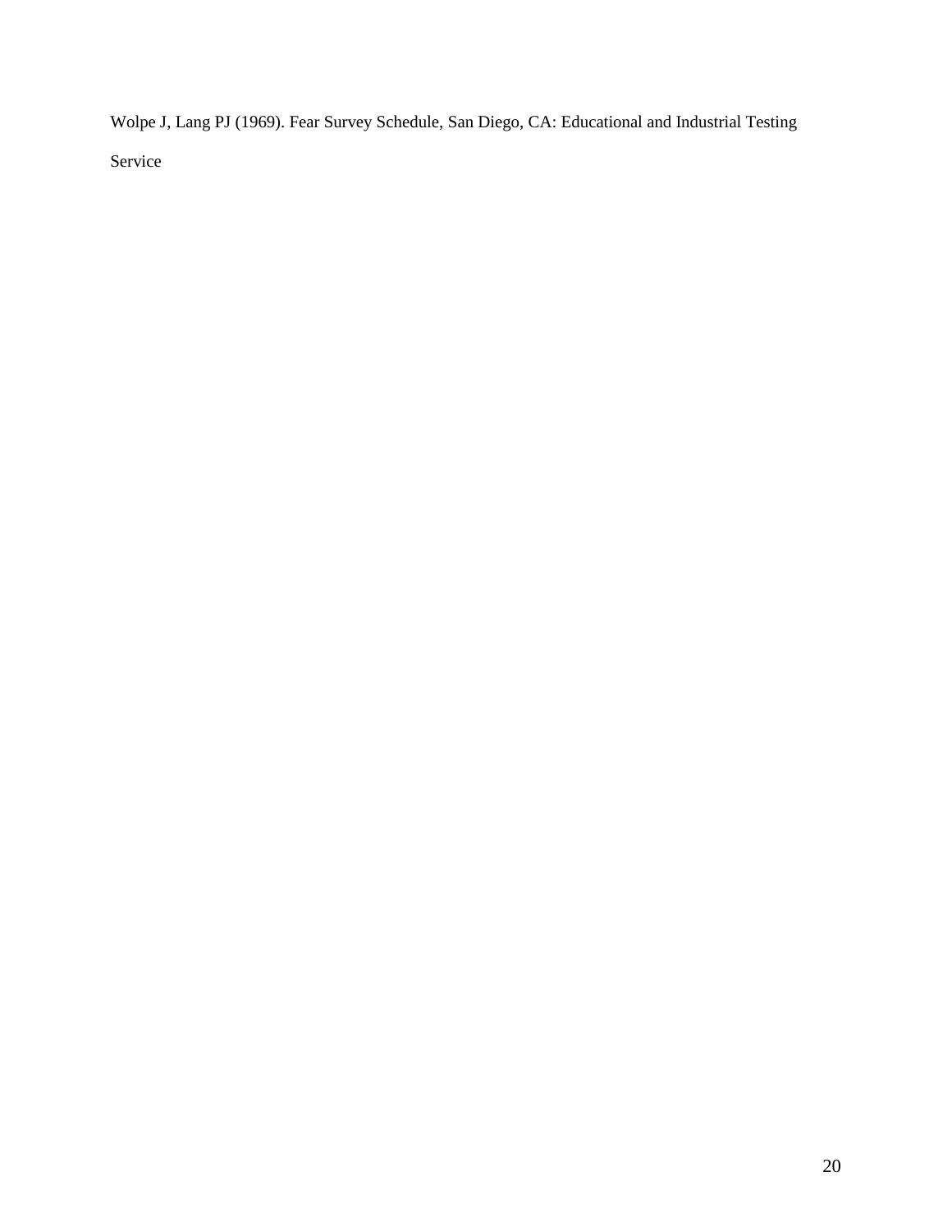Wolpe J, Lang PJ (1969). Fear Survey Schedule, San Diego, CA: Educational and Industrial Testing Service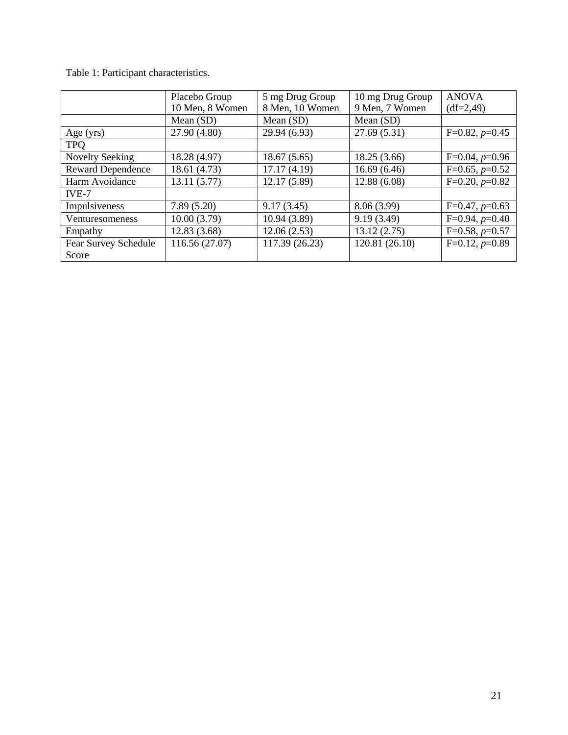Table 1: Participant characteristics.

| | Placebo Group 10 Men, 8 Women | 5 mg Drug Group 8 Men, 10 Women | 10 mg Drug Group 9 Men, 7 Women | ANOVA (df=2,49) |
|---|---|---|---|---|
| | Mean (SD) | Mean (SD) | Mean (SD) | |
| Age (yrs) | 27.90 (4.80) | 29.94 (6.93) | 27.69 (5.31) | F=0.82, *p*=0.45 |
| TPQ | | | | |
| Novelty Seeking | 18.28 (4.97) | 18.67 (5.65) | 18.25 (3.66) | F=0.04, *p*=0.96 |
| Reward Dependence | 18.61 (4.73) | 17.17 (4.19) | 16.69 (6.46) | F=0.65, *p*=0.52 |
| Harm Avoidance | 13.11 (5.77) | 12.17 (5.89) | 12.88 (6.08) | F=0.20, *p*=0.82 |
| IVE-7 | | | | |
| Impulsiveness | 7.89 (5.20) | 9.17 (3.45) | 8.06 (3.99) | F=0.47, *p*=0.63 |
| Venturesomeness | 10.00 (3.79) | 10.94 (3.89) | 9.19 (3.49) | F=0.94, *p*=0.40 |
| Empathy | 12.83 (3.68) | 12.06 (2.53) | 13.12 (2.75) | F=0.58, *p*=0.57 |
| Fear Survey Schedule Score | 116.56 (27.07) | 117.39 (26.23) | 120.81 (26.10) | F=0.12, *p*=0.89 |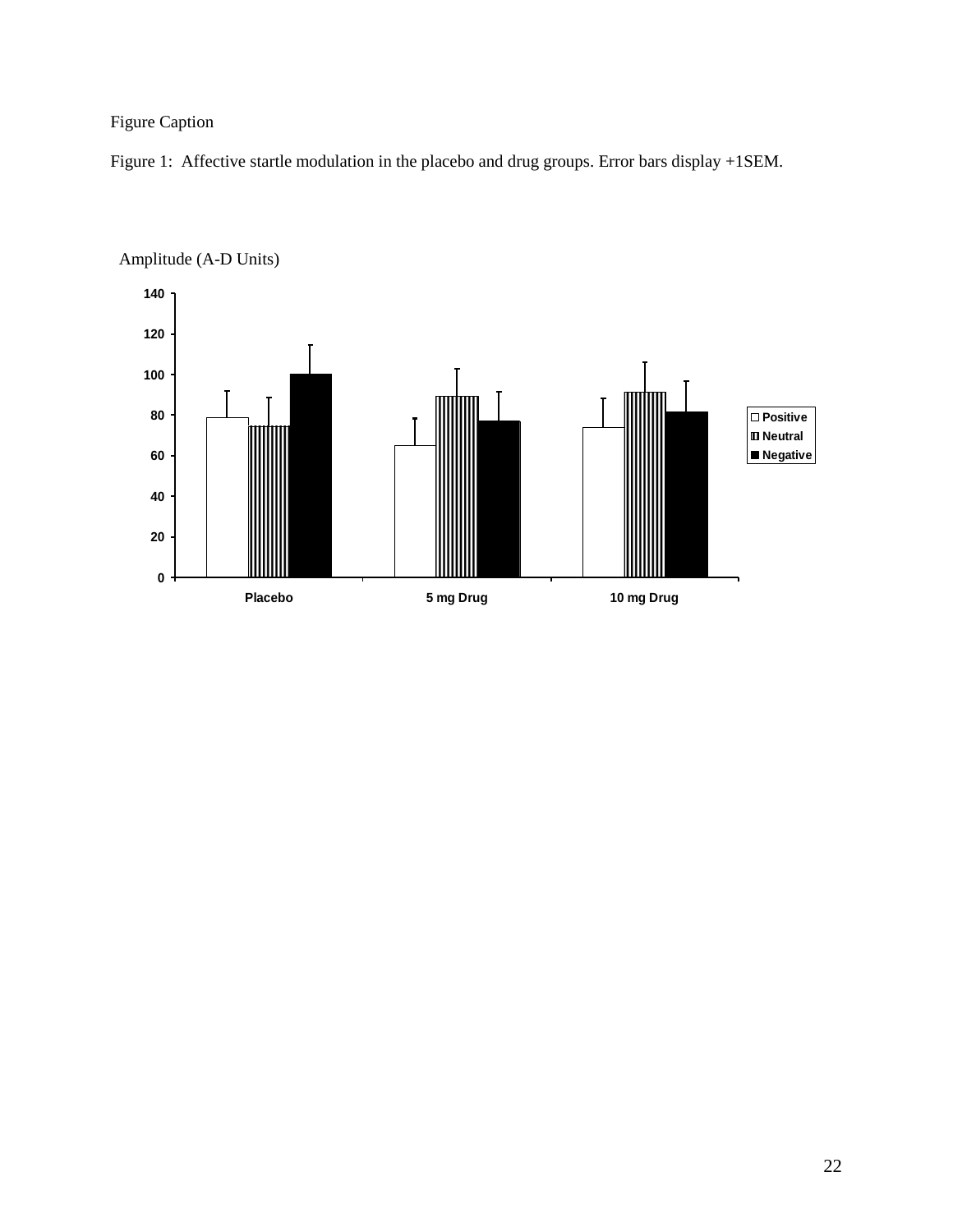Figure Caption

Figure 1: Affective startle modulation in the placebo and drug groups. Error bars display +1SEM.

Amplitude (A-D Units)

140

120

100

80

60

40

20

0

Placebo

5 mg Drug

10 mg Drug

Positive

Neutral

Negative